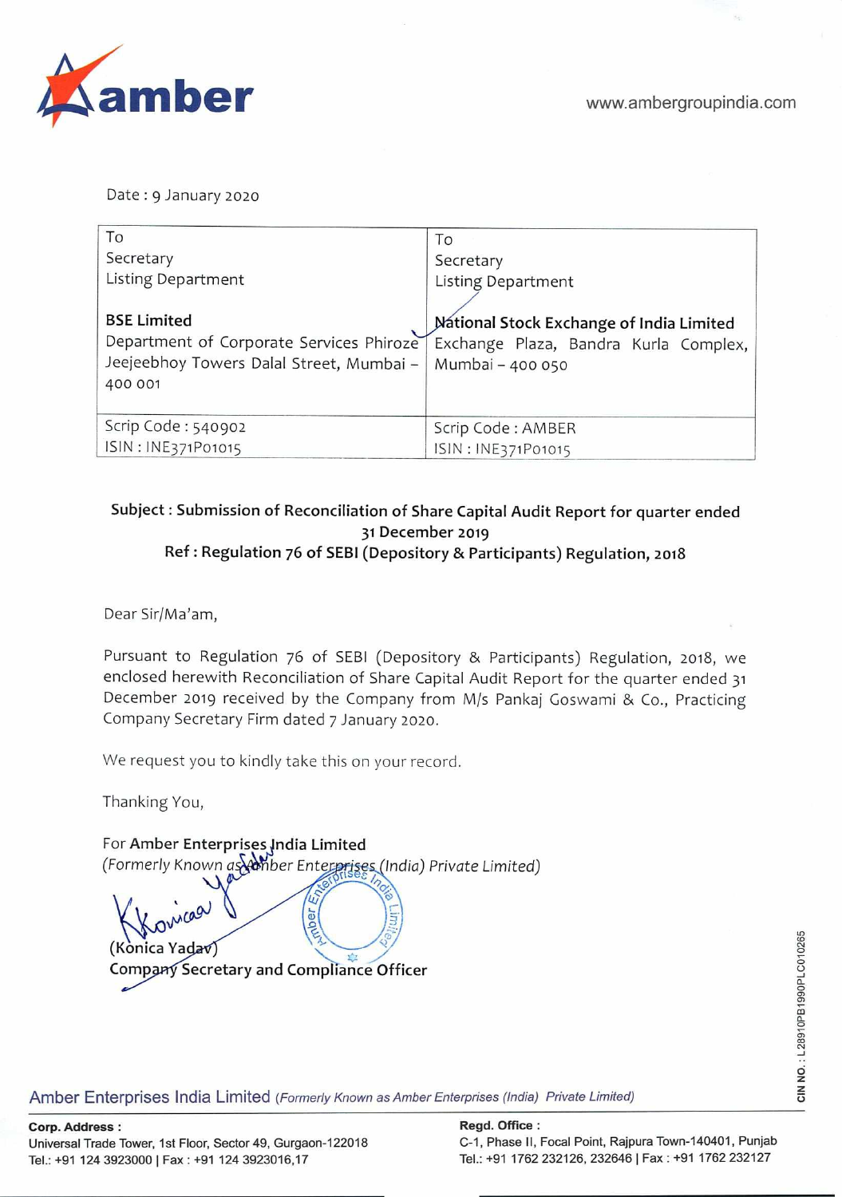amber

www.ambergroupindia.com

Date : 9 January 2020

| To<br>Secretary<br>Listing Department<br><br>**BSE Limited**<br>Department of Corporate Services Phiroze Jeejeebhoy Towers Dalal Street, Mumbai – 400 001 | To<br>Secretary<br>Listing Department<br><br>**National Stock Exchange of India Limited**<br>Exchange Plaza, Bandra Kurla Complex, Mumbai – 400 050 |
|---|---|
| Scrip Code : 540902<br>ISIN : INE371P01015 | Scrip Code : AMBER<br>ISIN : INE371P01015 |

**Subject : Submission of Reconciliation of Share Capital Audit Report for quarter ended 31 December 2019**
**Ref : Regulation 76 of SEBI (Depository & Participants) Regulation, 2018**

Dear Sir/Ma'am,

Pursuant to Regulation 76 of SEBI (Depository & Participants) Regulation, 2018, we enclosed herewith Reconciliation of Share Capital Audit Report for the quarter ended 31 December 2019 received by the Company from M/s Pankaj Goswami & Co., Practicing Company Secretary Firm dated 7 January 2020.

We request you to kindly take this on your record.

Thanking You,

For **Amber Enterprises India Limited**
*(Formerly Known as Amber Enterprises (India) Private Limited)*

(Konica Yadav)
**Company Secretary and Compliance Officer**

Amber Enterprises India Limited *(Formerly Known as Amber Enterprises (India) Private Limited)*

CIN NO. : L28910PB1990PLC010265

**Corp. Address :**
Universal Trade Tower, 1st Floor, Sector 49, Gurgaon-122018
Tel.: +91 124 3923000 | Fax : +91 124 3923016,17

**Regd. Office :**
C-1, Phase II, Focal Point, Rajpura Town-140401, Punjab
Tel.: +91 1762 232126, 232646 | Fax : +91 1762 232127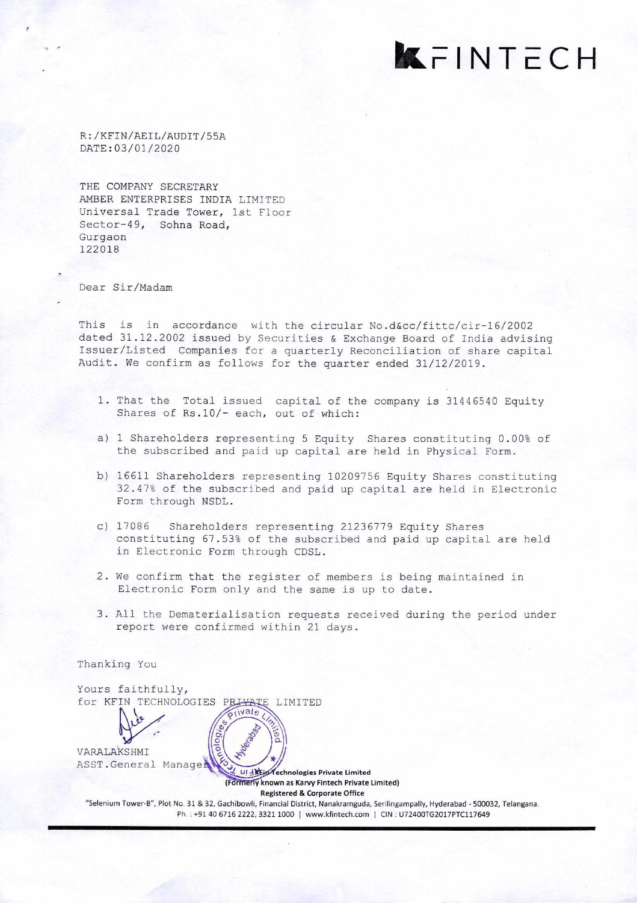# KFINTECH

R:/KFIN/AEIL/AUDIT/55A
DATE:03/01/2020

THE COMPANY SECRETARY
AMBER ENTERPRISES INDIA LIMITED
Universal Trade Tower, 1st Floor
Sector-49, Sohna Road,
Gurgaon
122018

Dear Sir/Madam

This is in accordance with the circular No.d&cc/fittc/cir-16/2002 dated 31.12.2002 issued by Securities & Exchange Board of India advising Issuer/Listed Companies for a quarterly Reconciliation of share capital Audit. We confirm as follows for the quarter ended 31/12/2019.

1. That the Total issued capital of the company is 31446540 Equity Shares of Rs.10/- each, out of which:

a) 1 Shareholders representing 5 Equity Shares constituting 0.00% of the subscribed and paid up capital are held in Physical Form.

b) 16611 Shareholders representing 10209756 Equity Shares constituting 32.47% of the subscribed and paid up capital are held in Electronic Form through NSDL.

c) 17086 Shareholders representing 21236779 Equity Shares constituting 67.53% of the subscribed and paid up capital are held in Electronic Form through CDSL.

2. We confirm that the register of members is being maintained in Electronic Form only and the same is up to date.

3. All the Dematerialisation requests received during the period under report were confirmed within 21 days.

Thanking You

Yours faithfully,
for KFIN TECHNOLOGIES PRIVATE LIMITED

VARALAKSHMI
ASST.General Manager

KFin Technologies Private Limited
(Formerly known as Karvy Fintech Private Limited)
Registered & Corporate Office
"Selenium Tower-B", Plot No. 31 & 32, Gachibowli, Financial District, Nanakramguda, Serilingampally, Hyderabad - 500032, Telangana.
Ph. : +91 40 6716 2222, 3321 1000 | www.kfintech.com | CIN : U72400TG2017PTC117649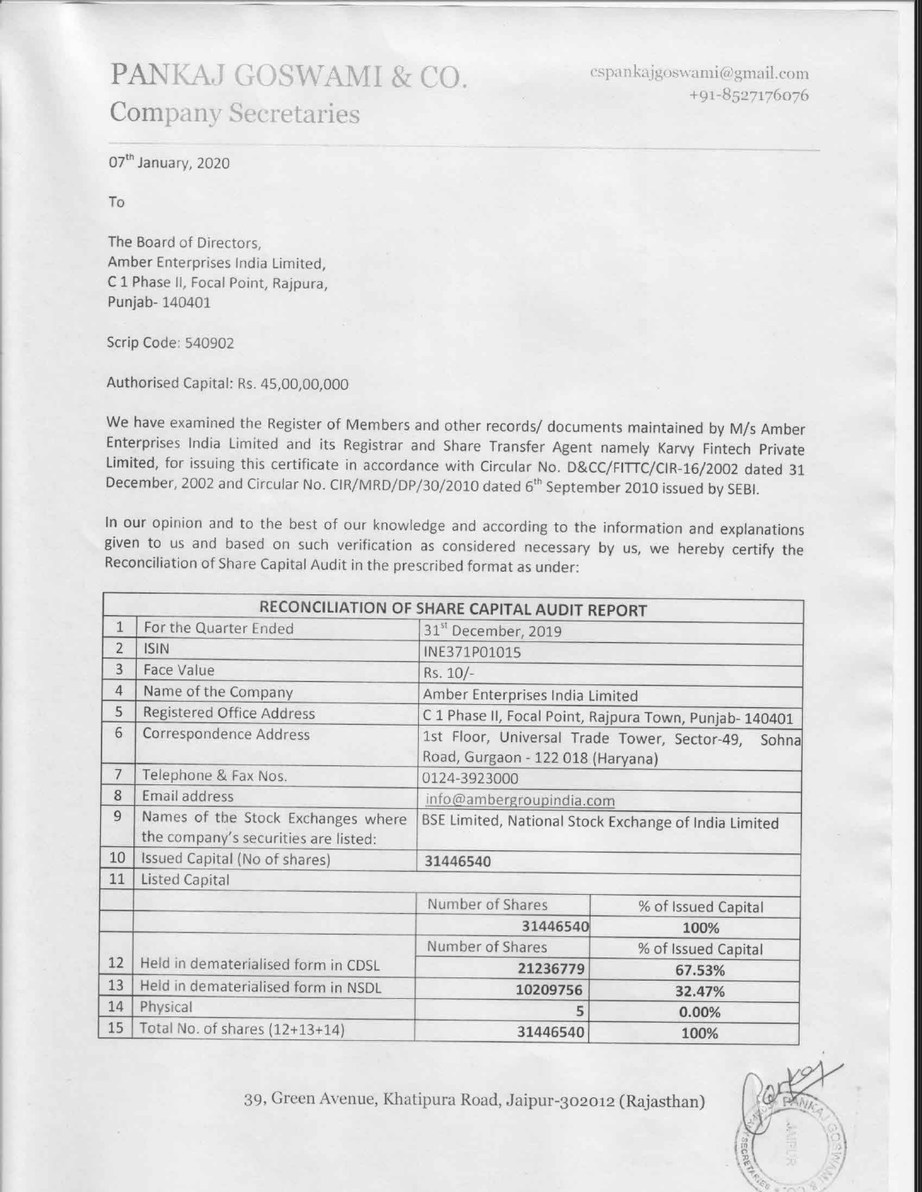# PANKAJ GOSWAMI & CO.

## Company Secretaries

cspankajgoswami@gmail.com
+91-8527176076

07th January, 2020

To

The Board of Directors,
Amber Enterprises India Limited,
C 1 Phase II, Focal Point, Rajpura,
Punjab- 140401

Scrip Code: 540902

Authorised Capital: Rs. 45,00,00,000

We have examined the Register of Members and other records/ documents maintained by M/s Amber Enterprises India Limited and its Registrar and Share Transfer Agent namely Karvy Fintech Private Limited, for issuing this certificate in accordance with Circular No. D&CC/FITTC/CIR-16/2002 dated 31 December, 2002 and Circular No. CIR/MRD/DP/30/2010 dated 6th September 2010 issued by SEBI.

In our opinion and to the best of our knowledge and according to the information and explanations given to us and based on such verification as considered necessary by us, we hereby certify the Reconciliation of Share Capital Audit in the prescribed format as under:

| RECONCILIATION OF SHARE CAPITAL AUDIT REPORT | | | |
|---|---|---|---|
| 1 | For the Quarter Ended | 31st December, 2019 | |
| 2 | ISIN | INE371P01015 | |
| 3 | Face Value | Rs. 10/- | |
| 4 | Name of the Company | Amber Enterprises India Limited | |
| 5 | Registered Office Address | C 1 Phase II, Focal Point, Rajpura Town, Punjab- 140401 | |
| 6 | Correspondence Address | 1st Floor, Universal Trade Tower, Sector-49, Sohna Road, Gurgaon - 122 018 (Haryana) | |
| 7 | Telephone & Fax Nos. | 0124-3923000 | |
| 8 | Email address | info@ambergroupindia.com | |
| 9 | Names of the Stock Exchanges where the company's securities are listed: | BSE Limited, National Stock Exchange of India Limited | |
| 10 | Issued Capital (No of shares) | 31446540 | |
| 11 | Listed Capital | | |
| | | Number of Shares | % of Issued Capital |
| | | 31446540 | 100% |
| | | Number of Shares | % of Issued Capital |
| 12 | Held in dematerialised form in CDSL | 21236779 | 67.53% |
| 13 | Held in dematerialised form in NSDL | 10209756 | 32.47% |
| 14 | Physical | 5 | 0.00% |
| 15 | Total No. of shares (12+13+14) | 31446540 | 100% |

39, Green Avenue, Khatipura Road, Jaipur-302012 (Rajasthan)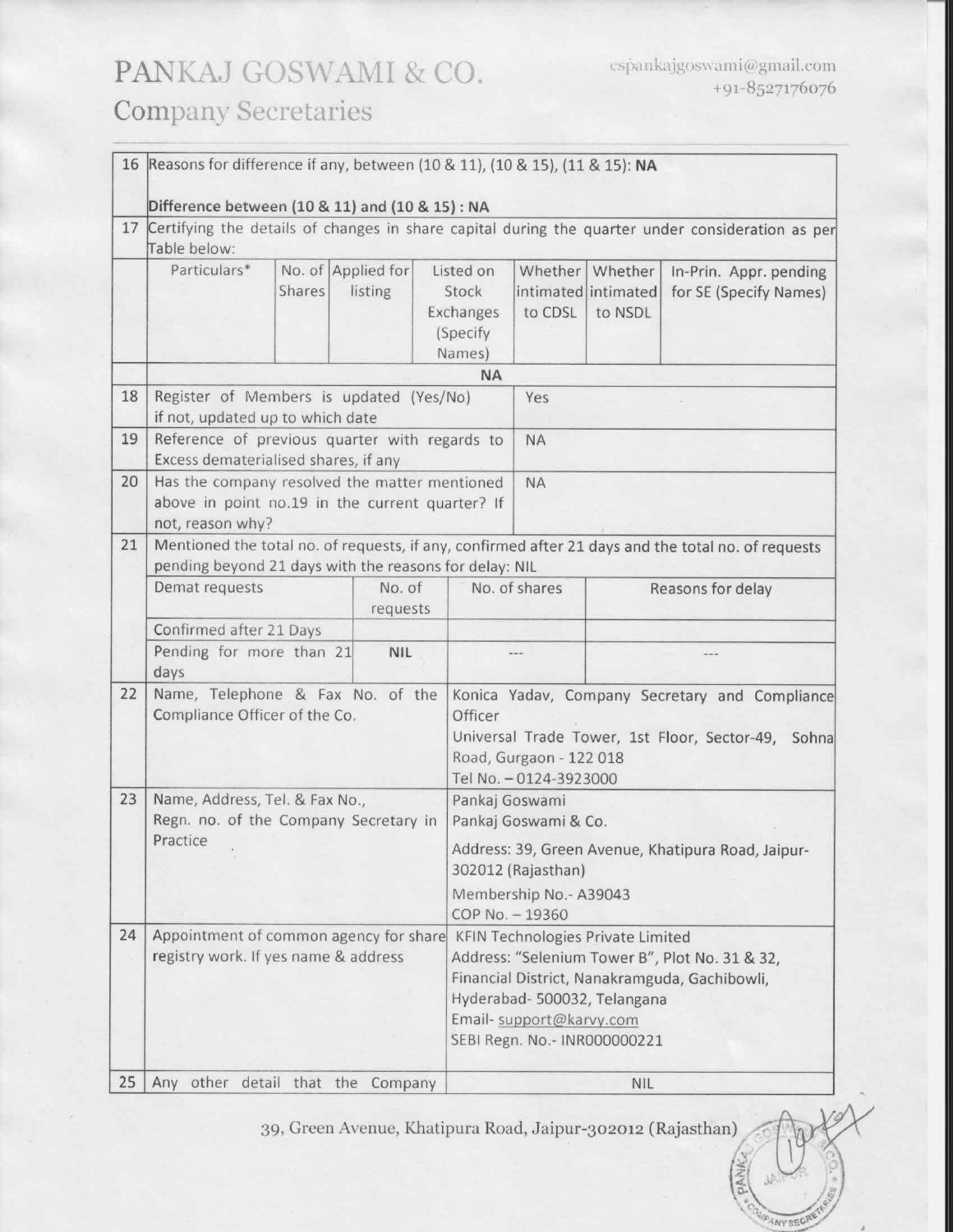PANKAJ GOSWAMI & CO.
Company Secretaries

cspankajgoswami@gmail.com
+91-8527176076

| 16 | Reasons for difference if any, between (10 & 11), (10 & 15), (11 & 15): **NA**<br><br>**Difference between (10 & 11) and (10 & 15) : NA** | | | | | | |
|---|---|---|---|---|---|---|---|
| 17 | Certifying the details of changes in share capital during the quarter under consideration as per Table below: | | | | | | |
| | Particulars* | No. of Shares | Applied for listing | Listed on Stock Exchanges (Specify Names) | Whether intimated to CDSL | Whether intimated to NSDL | In-Prin. Appr. pending for SE (Specify Names) |
| | | | | **NA** | | | |

| 18 | Register of Members is updated (Yes/No) if not, updated up to which date | Yes |
|---|---|---|
| 19 | Reference of previous quarter with regards to Excess dematerialised shares, if any | NA |
| 20 | Has the company resolved the matter mentioned above in point no.19 in the current quarter? If not, reason why? | NA |

21. Mentioned the total no. of requests, if any, confirmed after 21 days and the total no. of requests pending beyond 21 days with the reasons for delay: NIL

| Demat requests | No. of requests | No. of shares | Reasons for delay |
|---|---|---|---|
| Confirmed after 21 Days | | | |
| Pending for more than 21 days | NIL | --- | --- |

| 22 | Name, Telephone & Fax No. of the Compliance Officer of the Co. | Konica Yadav, Company Secretary and Compliance Officer<br>Universal Trade Tower, 1st Floor, Sector-49, Sohna Road, Gurgaon - 122 018<br>Tel No. – 0124-3923000 |
|---|---|---|
| 23 | Name, Address, Tel. & Fax No., Regn. no. of the Company Secretary in Practice | Pankaj Goswami<br>Pankaj Goswami & Co.<br>Address: 39, Green Avenue, Khatipura Road, Jaipur-302012 (Rajasthan)<br>Membership No.- A39043<br>COP No. – 19360 |
| 24 | Appointment of common agency for share registry work. If yes name & address | KFIN Technologies Private Limited<br>Address: "Selenium Tower B", Plot No. 31 & 32, Financial District, Nanakramguda, Gachibowli, Hyderabad- 500032, Telangana<br>Email- support@karvy.com<br>SEBI Regn. No.- INR000000221 |
| 25 | Any other detail that the Company | NIL |

39, Green Avenue, Khatipura Road, Jaipur-302012 (Rajasthan)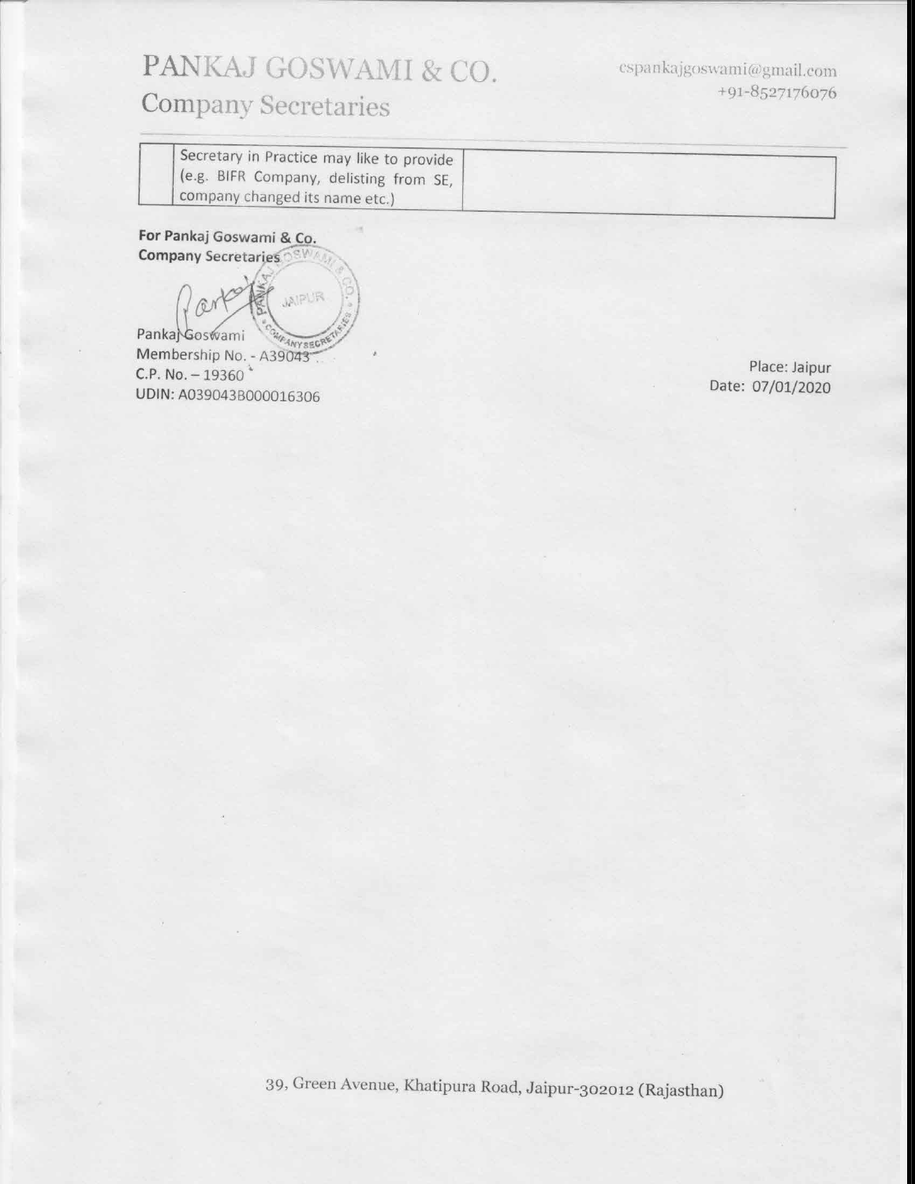# PANKAJ GOSWAMI & CO.
## Company Secretaries

espankajgoswami@gmail.com
+91-8527176076

| | | |
|---|---|---|
| | Secretary in Practice may like to provide (e.g. BIFR Company, delisting from SE, company changed its name etc.) | |

**For Pankaj Goswami & Co.**
**Company Secretaries**

Pankaj Goswami
Membership No. - A39043
C.P. No. – 19360
UDIN: A039043B000016306

Place: Jaipur
Date: 07/01/2020

39, Green Avenue, Khatipura Road, Jaipur-302012 (Rajasthan)